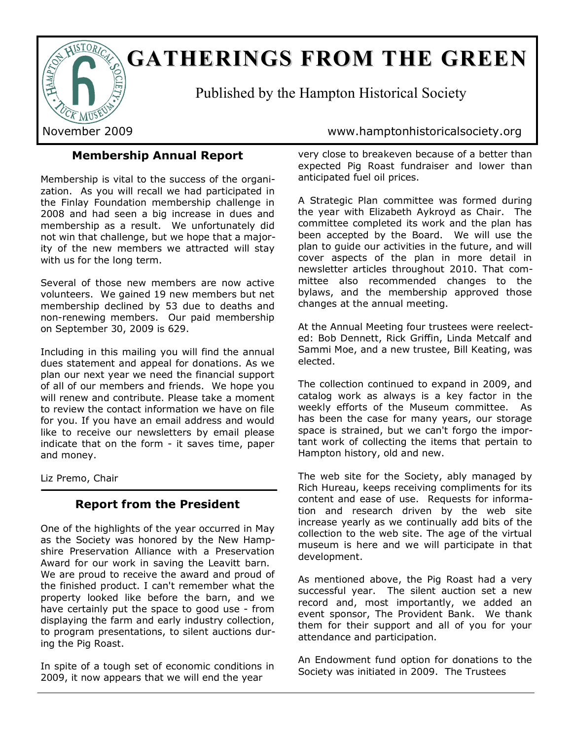# GATHERINGS FROM THE GREEN

Published by the Hampton Historical Society

November 2009

www.hamptonhistoricalsociety.org

## Membership Annual Report

Membership is vital to the success of the organization. As you will recall we had participated in the Finlay Foundation membership challenge in 2008 and had seen a big increase in dues and membership as a result. We unfortunately did not win that challenge, but we hope that a majority of the new members we attracted will stay with us for the long term.

Several of those new members are now active volunteers. We gained 19 new members but net membership declined by 53 due to deaths and non-renewing members. Our paid membership on September 30, 2009 is 629.

Including in this mailing you will find the annual dues statement and appeal for donations. As we plan our next year we need the financial support of all of our members and friends. We hope you will renew and contribute. Please take a moment to review the contact information we have on file for you. If you have an email address and would like to receive our newsletters by email please indicate that on the form - it saves time, paper and money.

Liz Premo, Chair

## Report from the President

One of the highlights of the year occurred in May as the Society was honored by the New Hampshire Preservation Alliance with a Preservation Award for our work in saving the Leavitt barn. We are proud to receive the award and proud of the finished product. I can't remember what the property looked like before the barn, and we have certainly put the space to good use - from displaying the farm and early industry collection, to program presentations, to silent auctions during the Pig Roast.

In spite of a tough set of economic conditions in 2009, it now appears that we will end the year very close to breakeven because of a better than expected Pig Roast fundraiser and lower than anticipated fuel oil prices.

A Strategic Plan committee was formed during the year with Elizabeth Aykroyd as Chair. The committee completed its work and the plan has been accepted by the Board. We will use the plan to guide our activities in the future, and will cover aspects of the plan in more detail in newsletter articles throughout 2010. That committee also recommended changes to the bylaws, and the membership approved those changes at the annual meeting.

At the Annual Meeting four trustees were reelected: Bob Dennett, Rick Griffin, Linda Metcalf and Sammi Moe, and a new trustee, Bill Keating, was elected.

The collection continued to expand in 2009, and catalog work as always is a key factor in the weekly efforts of the Museum committee. As has been the case for many years, our storage space is strained, but we can't forgo the important work of collecting the items that pertain to Hampton history, old and new.

The web site for the Society, ably managed by Rich Hureau, keeps receiving compliments for its content and ease of use. Requests for information and research driven by the web site increase yearly as we continually add bits of the collection to the web site. The age of the virtual museum is here and we will participate in that development.

As mentioned above, the Pig Roast had a very successful year. The silent auction set a new record and, most importantly, we added an event sponsor, The Provident Bank. We thank them for their support and all of you for your attendance and participation.

An Endowment fund option for donations to the Society was initiated in 2009. The Trustees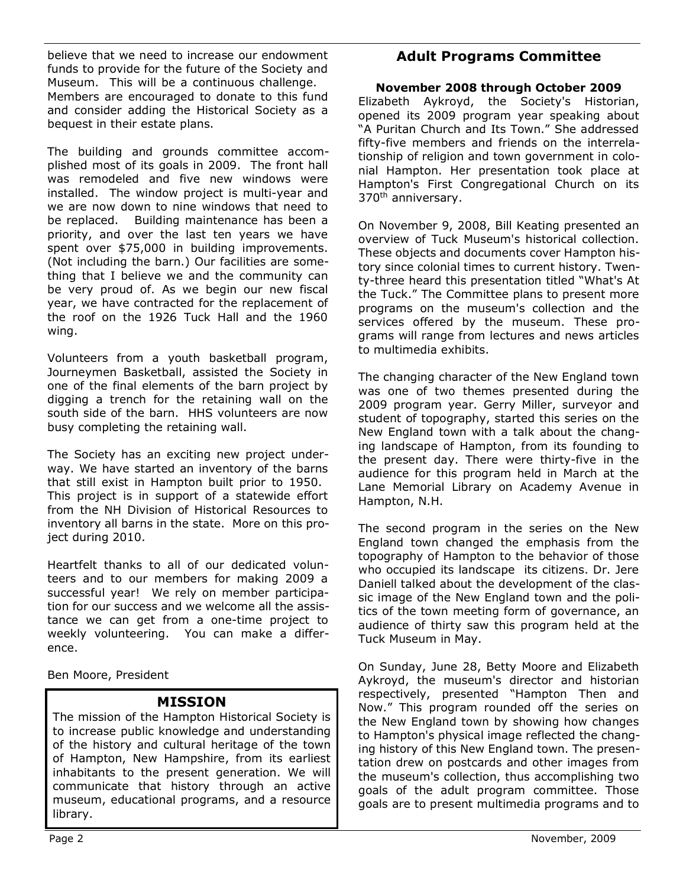believe that we need to increase our endowment funds to provide for the future of the Society and Museum. This will be a continuous challenge. Members are encouraged to donate to this fund and consider adding the Historical Society as a bequest in their estate plans.

The building and grounds committee accomplished most of its goals in 2009. The front hall was remodeled and five new windows were installed. The window project is multi-year and we are now down to nine windows that need to be replaced. Building maintenance has been a priority, and over the last ten years we have spent over $75,000 in building improvements. (Not including the barn.) Our facilities are something that I believe we and the community can be very proud of. As we begin our new fiscal year, we have contracted for the replacement of the roof on the 1926 Tuck Hall and the 1960 wing.

Volunteers from a youth basketball program, Journeymen Basketball, assisted the Society in one of the final elements of the barn project by digging a trench for the retaining wall on the south side of the barn. HHS volunteers are now busy completing the retaining wall.

The Society has an exciting new project underway. We have started an inventory of the barns that still exist in Hampton built prior to 1950. This project is in support of a statewide effort from the NH Division of Historical Resources to inventory all barns in the state. More on this project during 2010.

Heartfelt thanks to all of our dedicated volunteers and to our members for making 2009 a successful year! We rely on member participation for our success and we welcome all the assistance we can get from a one-time project to weekly volunteering. You can make a difference.

Ben Moore, President

## MISSION

The mission of the Hampton Historical Society is to increase public knowledge and understanding of the history and cultural heritage of the town of Hampton, New Hampshire, from its earliest inhabitants to the present generation. We will communicate that history through an active museum, educational programs, and a resource library.

## Adult Programs Committee

### November 2008 through October 2009

Elizabeth Aykroyd, the Society's Historian, opened its 2009 program year speaking about "A Puritan Church and Its Town." She addressed fifty-five members and friends on the interrelationship of religion and town government in colonial Hampton. Her presentation took place at Hampton's First Congregational Church on its 370th anniversary.

On November 9, 2008, Bill Keating presented an overview of Tuck Museum's historical collection. These objects and documents cover Hampton history since colonial times to current history. Twenty-three heard this presentation titled "What's At the Tuck." The Committee plans to present more programs on the museum's collection and the services offered by the museum. These programs will range from lectures and news articles to multimedia exhibits.

The changing character of the New England town was one of two themes presented during the 2009 program year. Gerry Miller, surveyor and student of topography, started this series on the New England town with a talk about the changing landscape of Hampton, from its founding to the present day. There were thirty-five in the audience for this program held in March at the Lane Memorial Library on Academy Avenue in Hampton, N.H.

The second program in the series on the New England town changed the emphasis from the topography of Hampton to the behavior of those who occupied its landscape its citizens. Dr. Jere Daniell talked about the development of the classic image of the New England town and the politics of the town meeting form of governance, an audience of thirty saw this program held at the Tuck Museum in May.

On Sunday, June 28, Betty Moore and Elizabeth Aykroyd, the museum's director and historian respectively, presented "Hampton Then and Now." This program rounded off the series on the New England town by showing how changes to Hampton's physical image reflected the changing history of this New England town. The presentation drew on postcards and other images from the museum's collection, thus accomplishing two goals of the adult program committee. Those goals are to present multimedia programs and to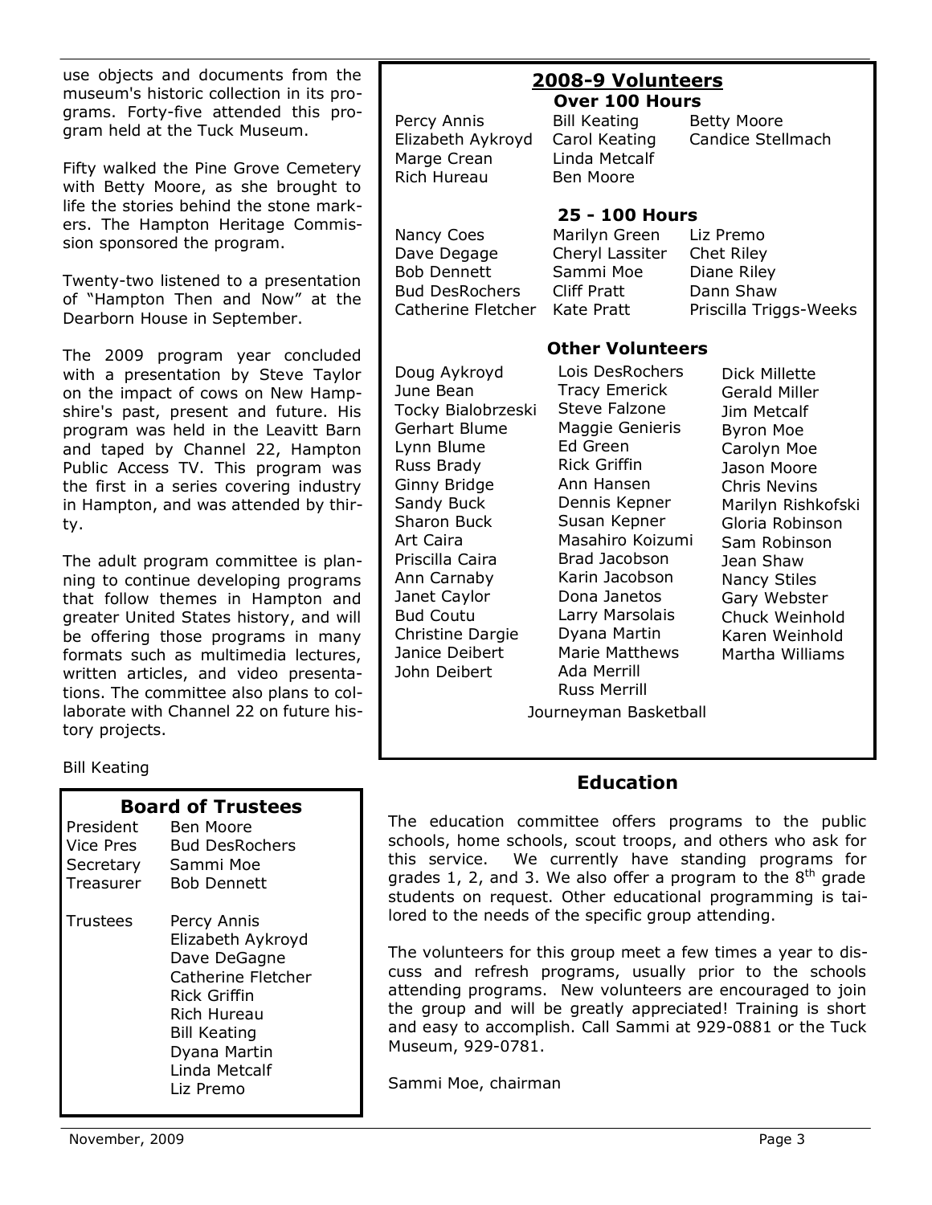use objects and documents from the museum's historic collection in its programs. Forty-five attended this program held at the Tuck Museum.

Fifty walked the Pine Grove Cemetery with Betty Moore, as she brought to life the stories behind the stone markers. The Hampton Heritage Commission sponsored the program.

Twenty-two listened to a presentation of "Hampton Then and Now" at the Dearborn House in September.

The 2009 program year concluded with a presentation by Steve Taylor on the impact of cows on New Hampshire's past, present and future. His program was held in the Leavitt Barn and taped by Channel 22, Hampton Public Access TV. This program was the first in a series covering industry in Hampton, and was attended by thirty.

The adult program committee is planning to continue developing programs that follow themes in Hampton and greater United States history, and will be offering those programs in many formats such as multimedia lectures, written articles, and video presentations. The committee also plans to collaborate with Channel 22 on future history projects.

Bill Keating

## Board of Trustees

| | |
|---|---|
| President | Ben Moore |
| Vice Pres | Bud DesRochers |
| Secretary | Sammi Moe |
| Treasurer | Bob Dennett |
| Trustees | Percy Annis |
| | Elizabeth Aykroyd |
| | Dave DeGagne |
| | Catherine Fletcher |
| | Rick Griffin |
| | Rich Hureau |
| | Bill Keating |
| | Dyana Martin |
| | Linda Metcalf |
| | Liz Premo |

## 2008-9 Volunteers

### Over 100 Hours

Percy Annis
Elizabeth Aykroyd
Marge Crean
Rich Hureau
Bill Keating
Carol Keating
Linda Metcalf
Ben Moore
Betty Moore
Candice Stellmach

### 25 - 100 Hours

Nancy Coes
Dave Degage
Bob Dennett
Bud DesRochers
Catherine Fletcher
Marilyn Green
Cheryl Lassiter
Sammi Moe
Cliff Pratt
Kate Pratt
Liz Premo
Chet Riley
Diane Riley
Dann Shaw
Priscilla Triggs-Weeks

### Other Volunteers

Doug Aykroyd
June Bean
Tocky Bialobrzeski
Gerhart Blume
Lynn Blume
Russ Brady
Ginny Bridge
Sandy Buck
Sharon Buck
Art Caira
Priscilla Caira
Ann Carnaby
Janet Caylor
Bud Coutu
Christine Dargie
Janice Deibert
John Deibert
Lois DesRochers
Tracy Emerick
Steve Falzone
Maggie Genieris
Ed Green
Rick Griffin
Ann Hansen
Dennis Kepner
Susan Kepner
Masahiro Koizumi
Brad Jacobson
Karin Jacobson
Dona Janetos
Larry Marsolais
Dyana Martin
Marie Matthews
Ada Merrill
Russ Merrill
Dick Millette
Gerald Miller
Jim Metcalf
Byron Moe
Carolyn Moe
Jason Moore
Chris Nevins
Marilyn Rishkofski
Gloria Robinson
Sam Robinson
Jean Shaw
Nancy Stiles
Gary Webster
Chuck Weinhold
Karen Weinhold
Martha Williams

Journeyman Basketball

## Education

The education committee offers programs to the public schools, home schools, scout troops, and others who ask for this service. We currently have standing programs for grades 1, 2, and 3. We also offer a program to the 8th grade students on request. Other educational programming is tailored to the needs of the specific group attending.

The volunteers for this group meet a few times a year to discuss and refresh programs, usually prior to the schools attending programs. New volunteers are encouraged to join the group and will be greatly appreciated! Training is short and easy to accomplish. Call Sammi at 929-0881 or the Tuck Museum, 929-0781.

Sammi Moe, chairman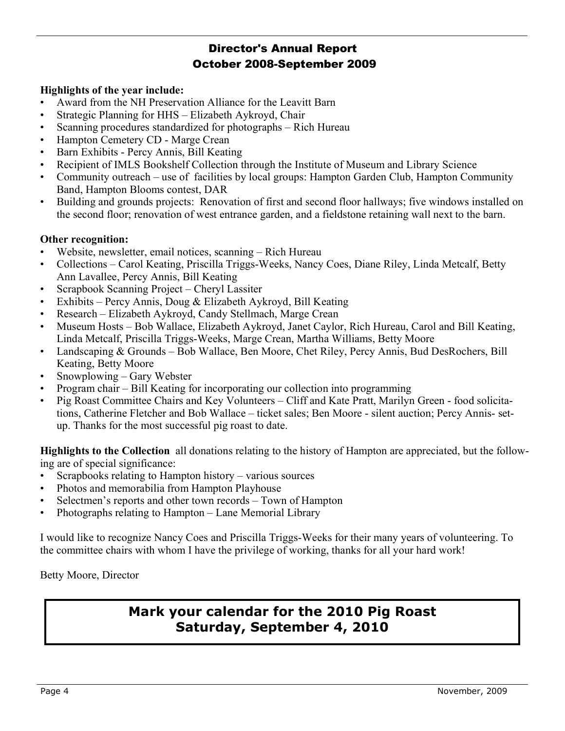## Director's Annual Report
## October 2008-September 2009

**Highlights of the year include:**

- Award from the NH Preservation Alliance for the Leavitt Barn
- Strategic Planning for HHS – Elizabeth Aykroyd, Chair
- Scanning procedures standardized for photographs – Rich Hureau
- Hampton Cemetery CD - Marge Crean
- Barn Exhibits - Percy Annis, Bill Keating
- Recipient of IMLS Bookshelf Collection through the Institute of Museum and Library Science
- Community outreach – use of facilities by local groups: Hampton Garden Club, Hampton Community Band, Hampton Blooms contest, DAR
- Building and grounds projects: Renovation of first and second floor hallways; five windows installed on the second floor; renovation of west entrance garden, and a fieldstone retaining wall next to the barn.

**Other recognition:**

- Website, newsletter, email notices, scanning – Rich Hureau
- Collections – Carol Keating, Priscilla Triggs-Weeks, Nancy Coes, Diane Riley, Linda Metcalf, Betty Ann Lavallee, Percy Annis, Bill Keating
- Scrapbook Scanning Project – Cheryl Lassiter
- Exhibits – Percy Annis, Doug & Elizabeth Aykroyd, Bill Keating
- Research – Elizabeth Aykroyd, Candy Stellmach, Marge Crean
- Museum Hosts – Bob Wallace, Elizabeth Aykroyd, Janet Caylor, Rich Hureau, Carol and Bill Keating, Linda Metcalf, Priscilla Triggs-Weeks, Marge Crean, Martha Williams, Betty Moore
- Landscaping & Grounds – Bob Wallace, Ben Moore, Chet Riley, Percy Annis, Bud DesRochers, Bill Keating, Betty Moore
- Snowplowing – Gary Webster
- Program chair – Bill Keating for incorporating our collection into programming
- Pig Roast Committee Chairs and Key Volunteers – Cliff and Kate Pratt, Marilyn Green - food solicitations, Catherine Fletcher and Bob Wallace – ticket sales; Ben Moore - silent auction; Percy Annis- set-up. Thanks for the most successful pig roast to date.

**Highlights to the Collection** all donations relating to the history of Hampton are appreciated, but the following are of special significance:

- Scrapbooks relating to Hampton history – various sources
- Photos and memorabilia from Hampton Playhouse
- Selectmen's reports and other town records – Town of Hampton
- Photographs relating to Hampton – Lane Memorial Library

I would like to recognize Nancy Coes and Priscilla Triggs-Weeks for their many years of volunteering. To the committee chairs with whom I have the privilege of working, thanks for all your hard work!

Betty Moore, Director

**Mark your calendar for the 2010 Pig Roast**
**Saturday, September 4, 2010**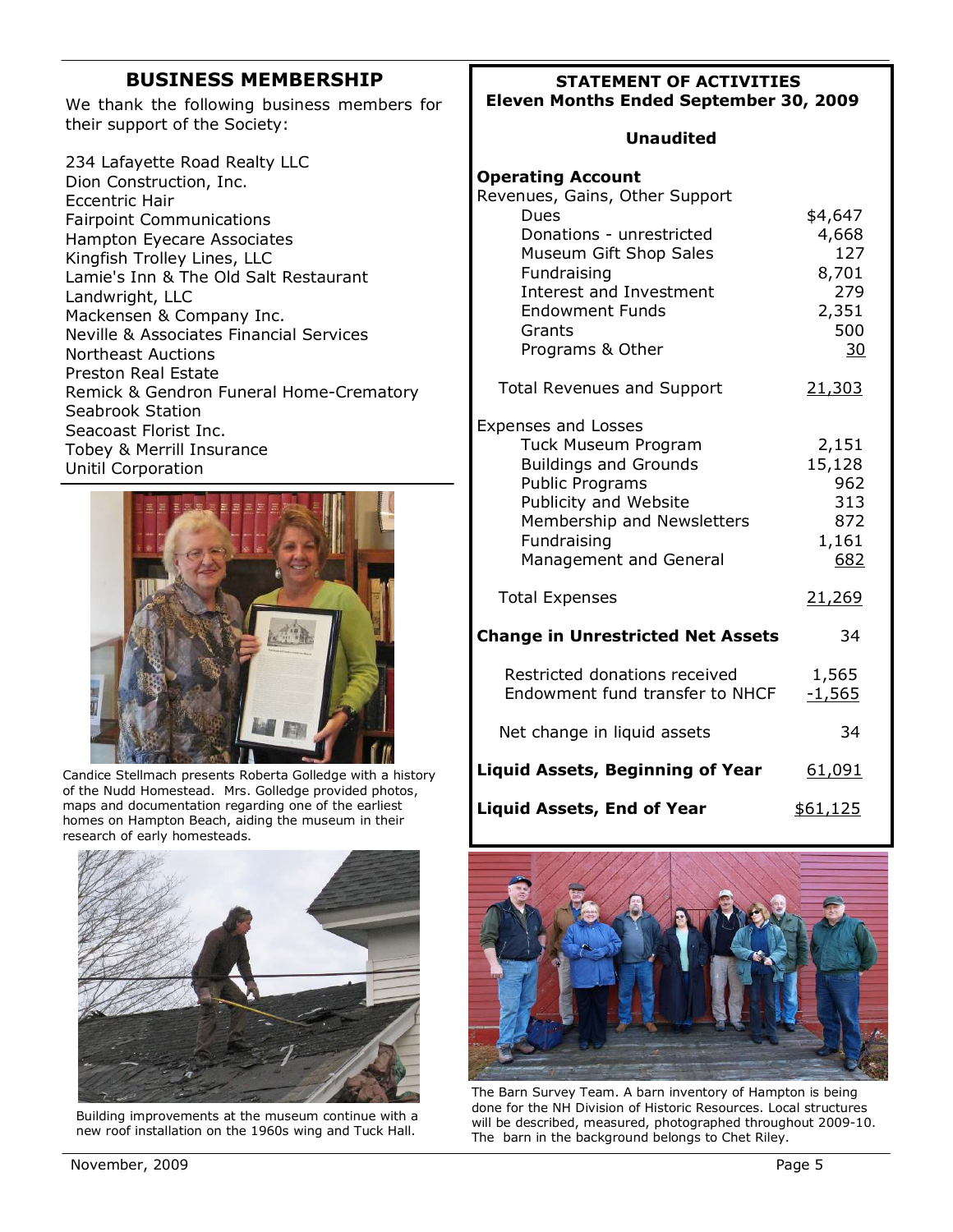## BUSINESS MEMBERSHIP

We thank the following business members for their support of the Society:

234 Lafayette Road Realty LLC
Dion Construction, Inc.
Eccentric Hair
Fairpoint Communications
Hampton Eyecare Associates
Kingfish Trolley Lines, LLC
Lamie's Inn & The Old Salt Restaurant
Landwright, LLC
Mackensen & Company Inc.
Neville & Associates Financial Services
Northeast Auctions
Preston Real Estate
Remick & Gendron Funeral Home-Crematory
Seabrook Station
Seacoast Florist Inc.
Tobey & Merrill Insurance
Unitil Corporation

Candice Stellmach presents Roberta Golledge with a history of the Nudd Homestead. Mrs. Golledge provided photos, maps and documentation regarding one of the earliest homes on Hampton Beach, aiding the museum in their research of early homesteads.

Building improvements at the museum continue with a new roof installation on the 1960s wing and Tuck Hall.

## STATEMENT OF ACTIVITIES
### Eleven Months Ended September 30, 2009

**Unaudited**

| **Operating Account** | |
|---|---|
| Revenues, Gains, Other Support | |
| Dues | $4,647 |
| Donations - unrestricted | 4,668 |
| Museum Gift Shop Sales | 127 |
| Fundraising | 8,701 |
| Interest and Investment | 279 |
| Endowment Funds | 2,351 |
| Grants | 500 |
| Programs & Other | 30 |
| Total Revenues and Support | 21,303 |
| Expenses and Losses | |
| Tuck Museum Program | 2,151 |
| Buildings and Grounds | 15,128 |
| Public Programs | 962 |
| Publicity and Website | 313 |
| Membership and Newsletters | 872 |
| Fundraising | 1,161 |
| Management and General | 682 |
| Total Expenses | 21,269 |
| **Change in Unrestricted Net Assets** | 34 |
| Restricted donations received | 1,565 |
| Endowment fund transfer to NHCF | -1,565 |
| Net change in liquid assets | 34 |
| **Liquid Assets, Beginning of Year** | 61,091 |
| **Liquid Assets, End of Year** | $61,125 |

The Barn Survey Team. A barn inventory of Hampton is being done for the NH Division of Historic Resources. Local structures will be described, measured, photographed throughout 2009-10. The barn in the background belongs to Chet Riley.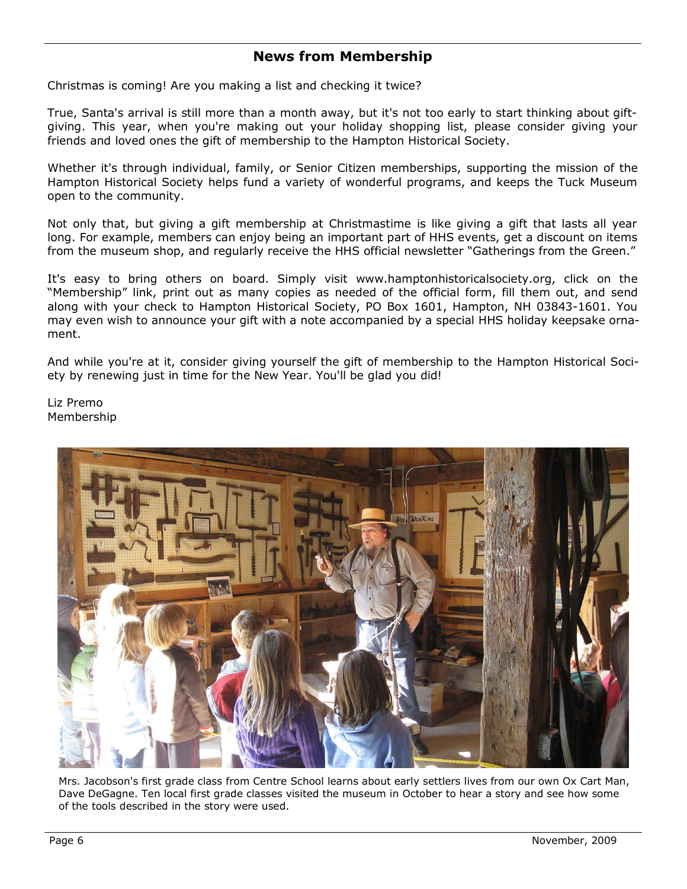## News from Membership

Christmas is coming! Are you making a list and checking it twice?

True, Santa's arrival is still more than a month away, but it's not too early to start thinking about gift-giving. This year, when you're making out your holiday shopping list, please consider giving your friends and loved ones the gift of membership to the Hampton Historical Society.

Whether it's through individual, family, or Senior Citizen memberships, supporting the mission of the Hampton Historical Society helps fund a variety of wonderful programs, and keeps the Tuck Museum open to the community.

Not only that, but giving a gift membership at Christmastime is like giving a gift that lasts all year long. For example, members can enjoy being an important part of HHS events, get a discount on items from the museum shop, and regularly receive the HHS official newsletter "Gatherings from the Green."

It's easy to bring others on board. Simply visit www.hamptonhistoricalsociety.org, click on the "Membership" link, print out as many copies as needed of the official form, fill them out, and send along with your check to Hampton Historical Society, PO Box 1601, Hampton, NH 03843-1601. You may even wish to announce your gift with a note accompanied by a special HHS holiday keepsake ornament.

And while you're at it, consider giving yourself the gift of membership to the Hampton Historical Society by renewing just in time for the New Year. You'll be glad you did!

Liz Premo
Membership

Mrs. Jacobson's first grade class from Centre School learns about early settlers lives from our own Ox Cart Man, Dave DeGagne. Ten local first grade classes visited the museum in October to hear a story and see how some of the tools described in the story were used.